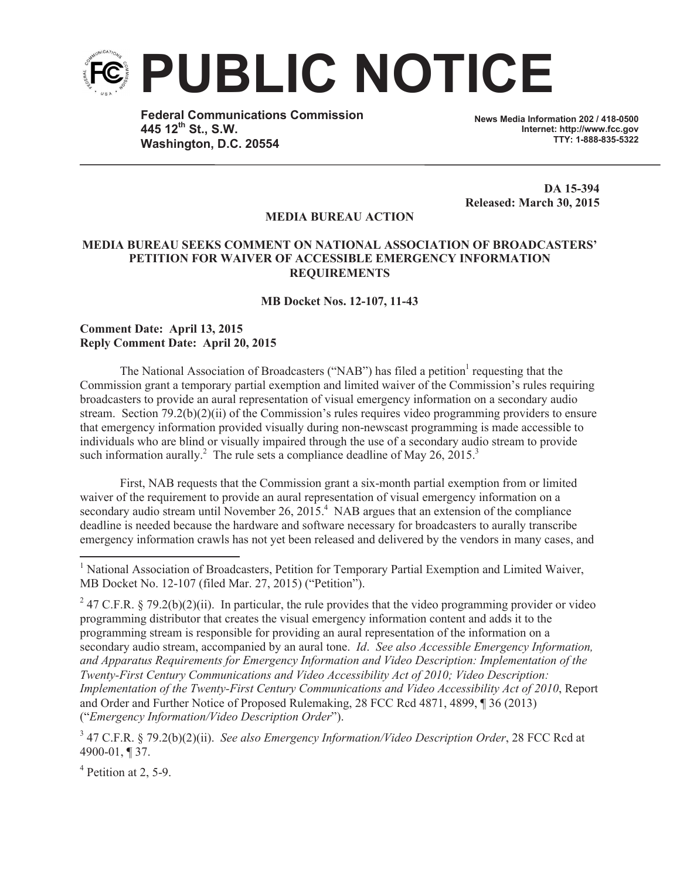# PUBLIC NOTICE

**Federal Communications Commission**
**445 12th St., S.W.**
**Washington, D.C. 20554**

**News Media Information 202 / 418-0500**
**Internet: http://www.fcc.gov**
**TTY: 1-888-835-5322**

**DA 15-394**
**Released: March 30, 2015**

**MEDIA BUREAU ACTION**

**MEDIA BUREAU SEEKS COMMENT ON NATIONAL ASSOCIATION OF BROADCASTERS' PETITION FOR WAIVER OF ACCESSIBLE EMERGENCY INFORMATION REQUIREMENTS**

**MB Docket Nos. 12-107, 11-43**

**Comment Date: April 13, 2015**
**Reply Comment Date: April 20, 2015**

The National Association of Broadcasters ("NAB") has filed a petition[1] requesting that the Commission grant a temporary partial exemption and limited waiver of the Commission's rules requiring broadcasters to provide an aural representation of visual emergency information on a secondary audio stream. Section 79.2(b)(2)(ii) of the Commission's rules requires video programming providers to ensure that emergency information provided visually during non-newscast programming is made accessible to individuals who are blind or visually impaired through the use of a secondary audio stream to provide such information aurally.[2] The rule sets a compliance deadline of May 26, 2015.[3]

First, NAB requests that the Commission grant a six-month partial exemption from or limited waiver of the requirement to provide an aural representation of visual emergency information on a secondary audio stream until November 26, 2015.[4] NAB argues that an extension of the compliance deadline is needed because the hardware and software necessary for broadcasters to aurally transcribe emergency information crawls has not yet been released and delivered by the vendors in many cases, and

---

[1] National Association of Broadcasters, Petition for Temporary Partial Exemption and Limited Waiver, MB Docket No. 12-107 (filed Mar. 27, 2015) ("Petition").

[2] 47 C.F.R. § 79.2(b)(2)(ii). In particular, the rule provides that the video programming provider or video programming distributor that creates the visual emergency information content and adds it to the programming stream is responsible for providing an aural representation of the information on a secondary audio stream, accompanied by an aural tone. *Id*. *See also Accessible Emergency Information, and Apparatus Requirements for Emergency Information and Video Description: Implementation of the Twenty-First Century Communications and Video Accessibility Act of 2010; Video Description: Implementation of the Twenty-First Century Communications and Video Accessibility Act of 2010*, Report and Order and Further Notice of Proposed Rulemaking, 28 FCC Rcd 4871, 4899, ¶ 36 (2013) ("*Emergency Information/Video Description Order*").

[3] 47 C.F.R. § 79.2(b)(2)(ii). *See also Emergency Information/Video Description Order*, 28 FCC Rcd at 4900-01, ¶ 37.

[4] Petition at 2, 5-9.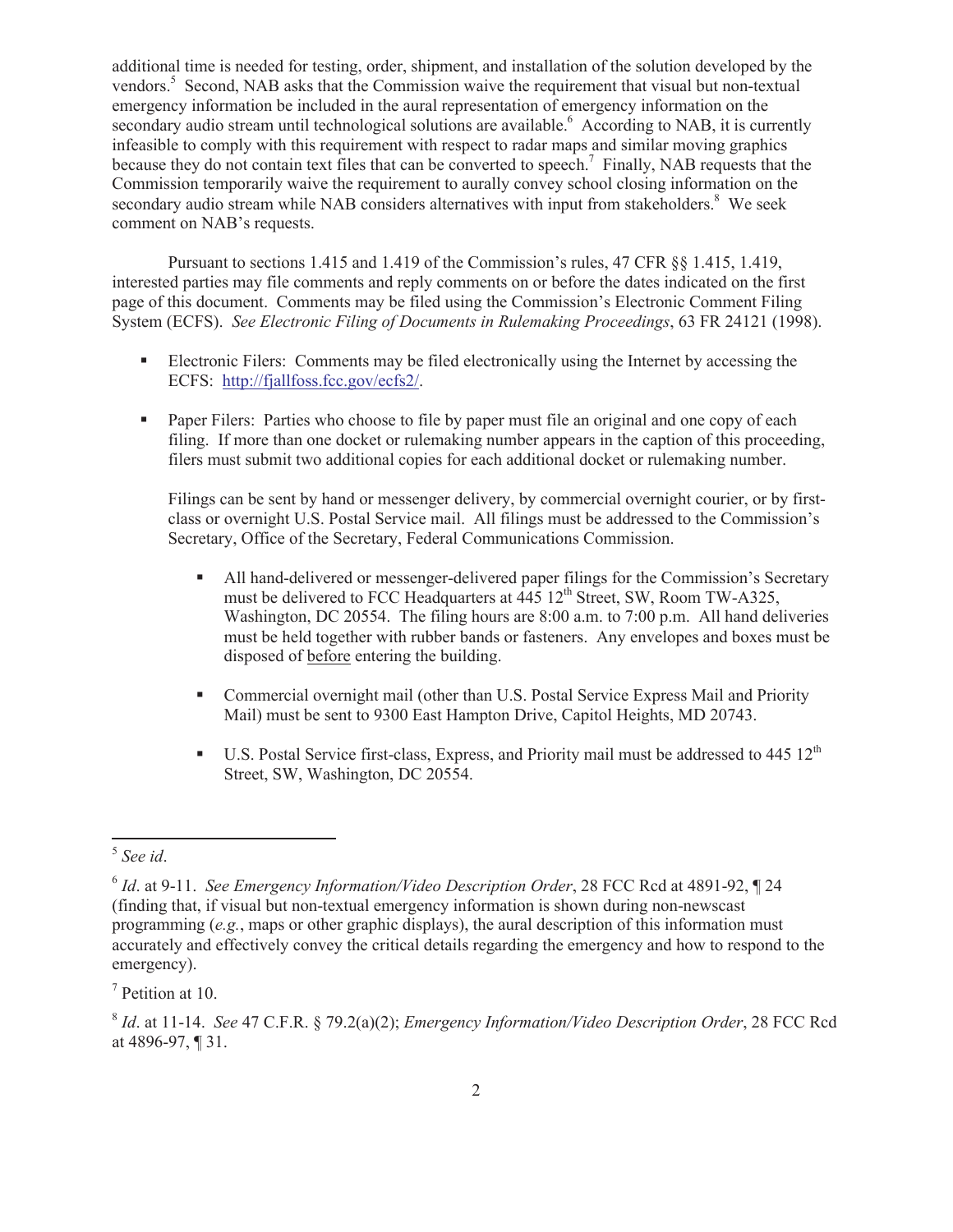additional time is needed for testing, order, shipment, and installation of the solution developed by the vendors.[5] Second, NAB asks that the Commission waive the requirement that visual but non-textual emergency information be included in the aural representation of emergency information on the secondary audio stream until technological solutions are available.[6] According to NAB, it is currently infeasible to comply with this requirement with respect to radar maps and similar moving graphics because they do not contain text files that can be converted to speech.[7] Finally, NAB requests that the Commission temporarily waive the requirement to aurally convey school closing information on the secondary audio stream while NAB considers alternatives with input from stakeholders.[8] We seek comment on NAB's requests.

Pursuant to sections 1.415 and 1.419 of the Commission's rules, 47 CFR §§ 1.415, 1.419, interested parties may file comments and reply comments on or before the dates indicated on the first page of this document. Comments may be filed using the Commission's Electronic Comment Filing System (ECFS). *See Electronic Filing of Documents in Rulemaking Proceedings*, 63 FR 24121 (1998).

- Electronic Filers: Comments may be filed electronically using the Internet by accessing the ECFS: http://fjallfoss.fcc.gov/ecfs2/.

- Paper Filers: Parties who choose to file by paper must file an original and one copy of each filing. If more than one docket or rulemaking number appears in the caption of this proceeding, filers must submit two additional copies for each additional docket or rulemaking number.

  Filings can be sent by hand or messenger delivery, by commercial overnight courier, or by first-class or overnight U.S. Postal Service mail. All filings must be addressed to the Commission's Secretary, Office of the Secretary, Federal Communications Commission.

  - All hand-delivered or messenger-delivered paper filings for the Commission's Secretary must be delivered to FCC Headquarters at 445 12th Street, SW, Room TW-A325, Washington, DC 20554. The filing hours are 8:00 a.m. to 7:00 p.m. All hand deliveries must be held together with rubber bands or fasteners. Any envelopes and boxes must be disposed of before entering the building.

  - Commercial overnight mail (other than U.S. Postal Service Express Mail and Priority Mail) must be sent to 9300 East Hampton Drive, Capitol Heights, MD 20743.

  - U.S. Postal Service first-class, Express, and Priority mail must be addressed to 445 12th Street, SW, Washington, DC 20554.

---

[5] *See id*.

[6] *Id*. at 9-11. *See Emergency Information/Video Description Order*, 28 FCC Rcd at 4891-92, ¶ 24 (finding that, if visual but non-textual emergency information is shown during non-newscast programming (*e.g.*, maps or other graphic displays), the aural description of this information must accurately and effectively convey the critical details regarding the emergency and how to respond to the emergency).

[7] Petition at 10.

[8] *Id*. at 11-14. *See* 47 C.F.R. § 79.2(a)(2); *Emergency Information/Video Description Order*, 28 FCC Rcd at 4896-97, ¶ 31.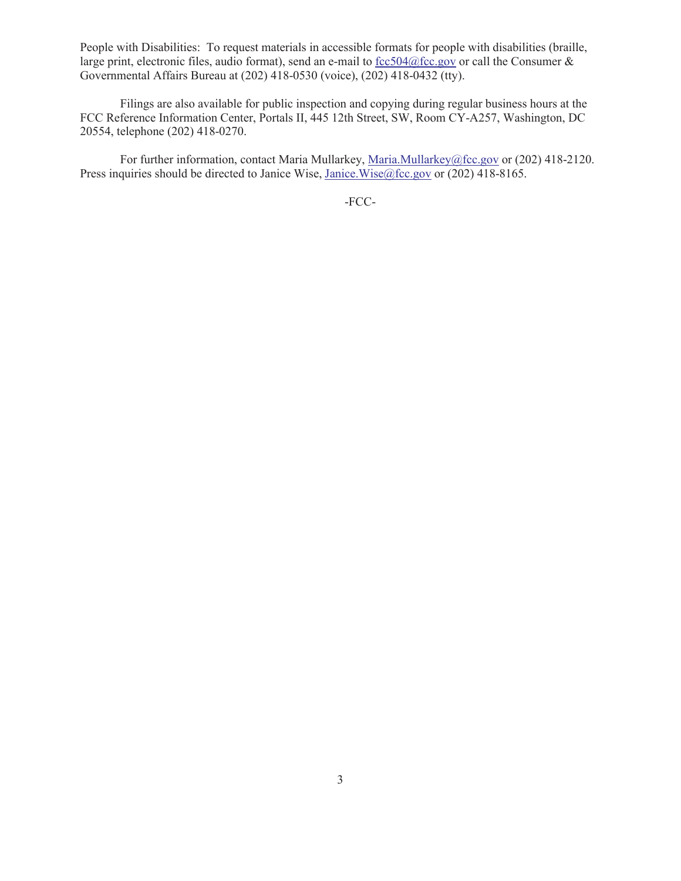People with Disabilities:  To request materials in accessible formats for people with disabilities (braille, large print, electronic files, audio format), send an e-mail to fcc504@fcc.gov or call the Consumer & Governmental Affairs Bureau at (202) 418-0530 (voice), (202) 418-0432 (tty).

Filings are also available for public inspection and copying during regular business hours at the FCC Reference Information Center, Portals II, 445 12th Street, SW, Room CY-A257, Washington, DC 20554, telephone (202) 418-0270.

For further information, contact Maria Mullarkey, Maria.Mullarkey@fcc.gov or (202) 418-2120. Press inquiries should be directed to Janice Wise, Janice.Wise@fcc.gov or (202) 418-8165.

-FCC-